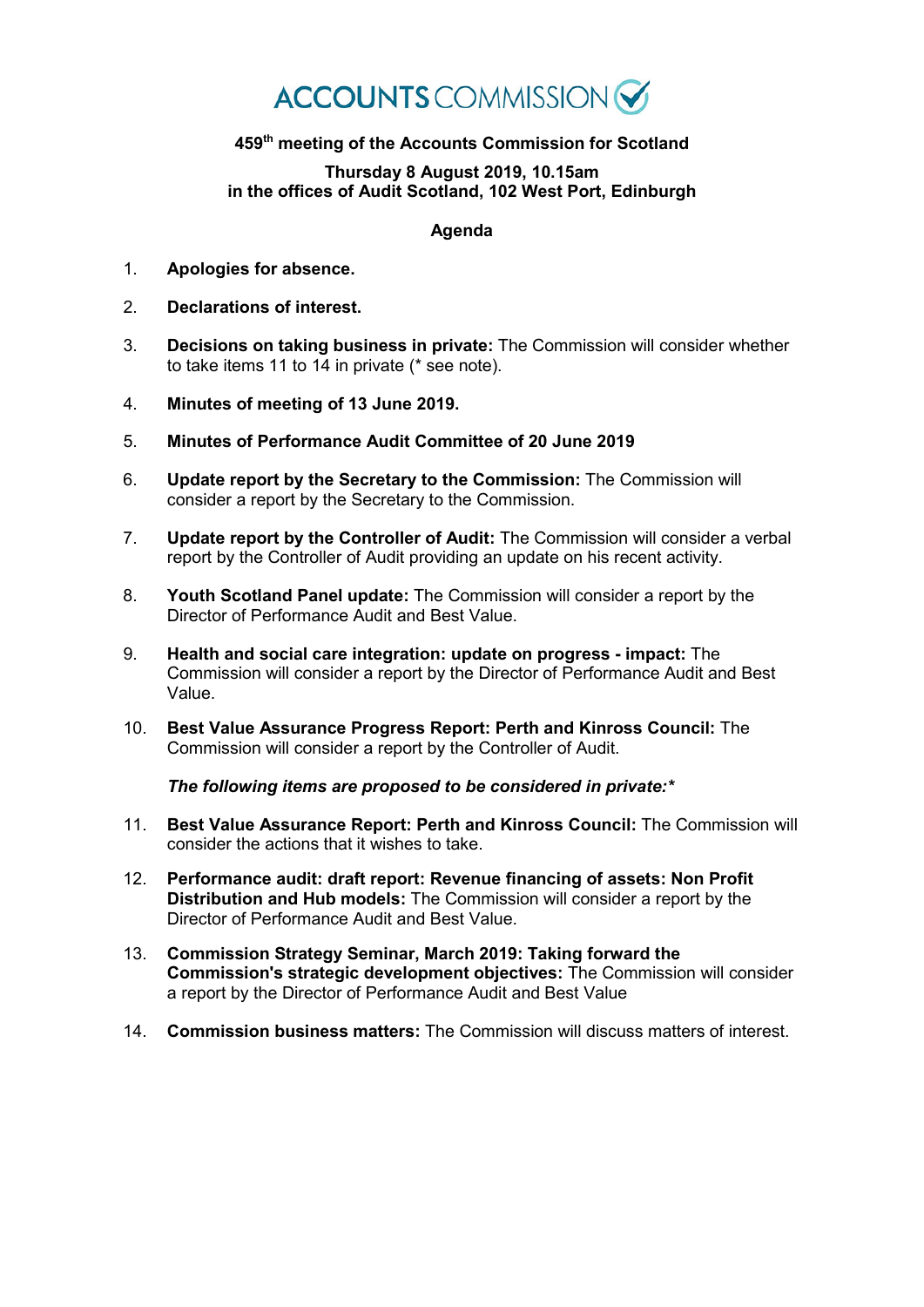# ACCOUNTS COMMISSION

**459th meeting of the Accounts Commission for Scotland**

**Thursday 8 August 2019, 10.15am**
**in the offices of Audit Scotland, 102 West Port, Edinburgh**

**Agenda**

1. **Apologies for absence.**

2. **Declarations of interest.**

3. **Decisions on taking business in private:** The Commission will consider whether to take items 11 to 14 in private (* see note).

4. **Minutes of meeting of 13 June 2019.**

5. **Minutes of Performance Audit Committee of 20 June 2019**

6. **Update report by the Secretary to the Commission:** The Commission will consider a report by the Secretary to the Commission.

7. **Update report by the Controller of Audit:** The Commission will consider a verbal report by the Controller of Audit providing an update on his recent activity.

8. **Youth Scotland Panel update:** The Commission will consider a report by the Director of Performance Audit and Best Value.

9. **Health and social care integration: update on progress - impact:** The Commission will consider a report by the Director of Performance Audit and Best Value.

10. **Best Value Assurance Progress Report: Perth and Kinross Council:** The Commission will consider a report by the Controller of Audit.

***The following items are proposed to be considered in private:****

11. **Best Value Assurance Report: Perth and Kinross Council:** The Commission will consider the actions that it wishes to take.

12. **Performance audit: draft report: Revenue financing of assets: Non Profit Distribution and Hub models:** The Commission will consider a report by the Director of Performance Audit and Best Value.

13. **Commission Strategy Seminar, March 2019: Taking forward the Commission's strategic development objectives:** The Commission will consider a report by the Director of Performance Audit and Best Value

14. **Commission business matters:** The Commission will discuss matters of interest.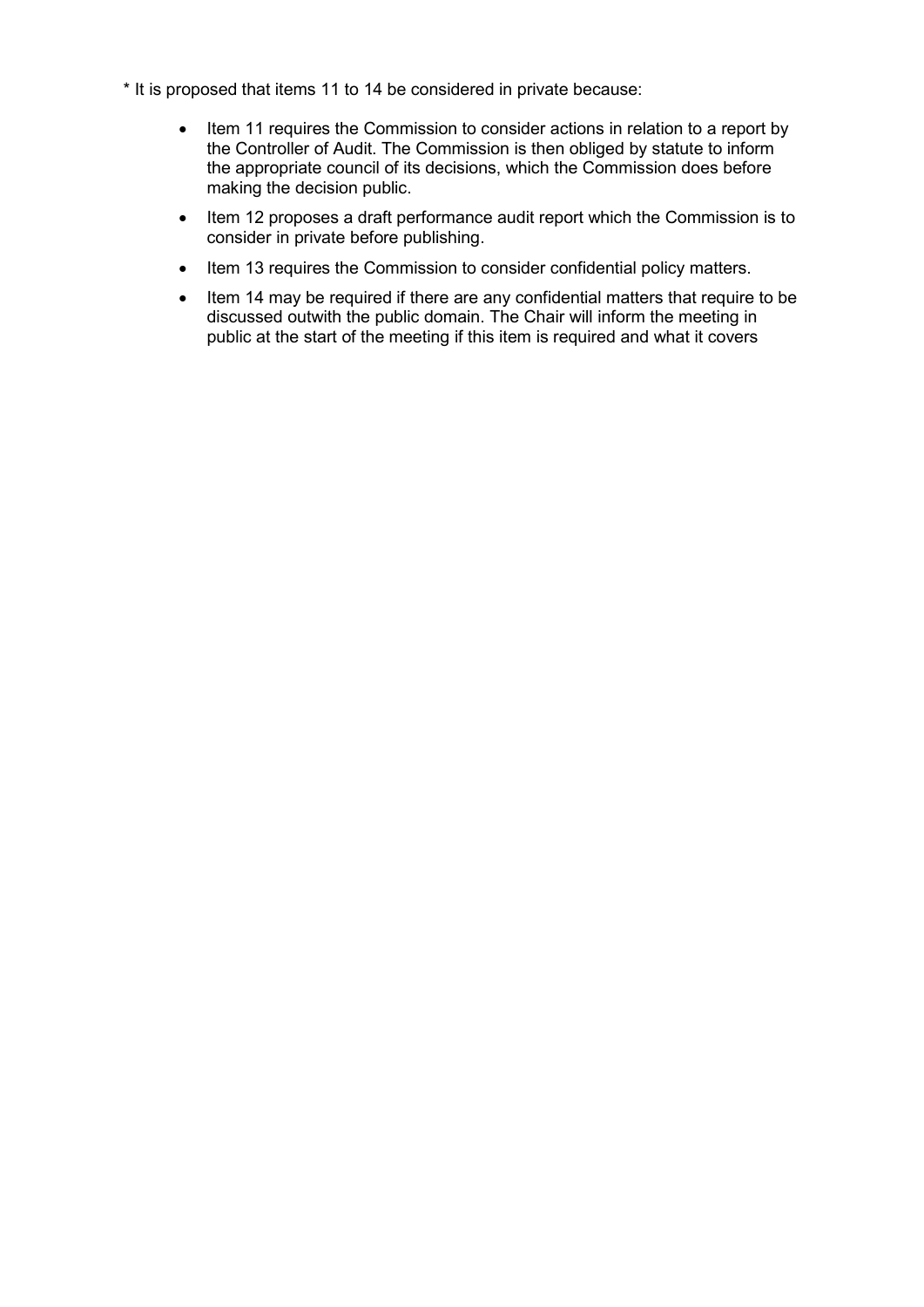* It is proposed that items 11 to 14 be considered in private because:

- Item 11 requires the Commission to consider actions in relation to a report by the Controller of Audit. The Commission is then obliged by statute to inform the appropriate council of its decisions, which the Commission does before making the decision public.
- Item 12 proposes a draft performance audit report which the Commission is to consider in private before publishing.
- Item 13 requires the Commission to consider confidential policy matters.
- Item 14 may be required if there are any confidential matters that require to be discussed outwith the public domain. The Chair will inform the meeting in public at the start of the meeting if this item is required and what it covers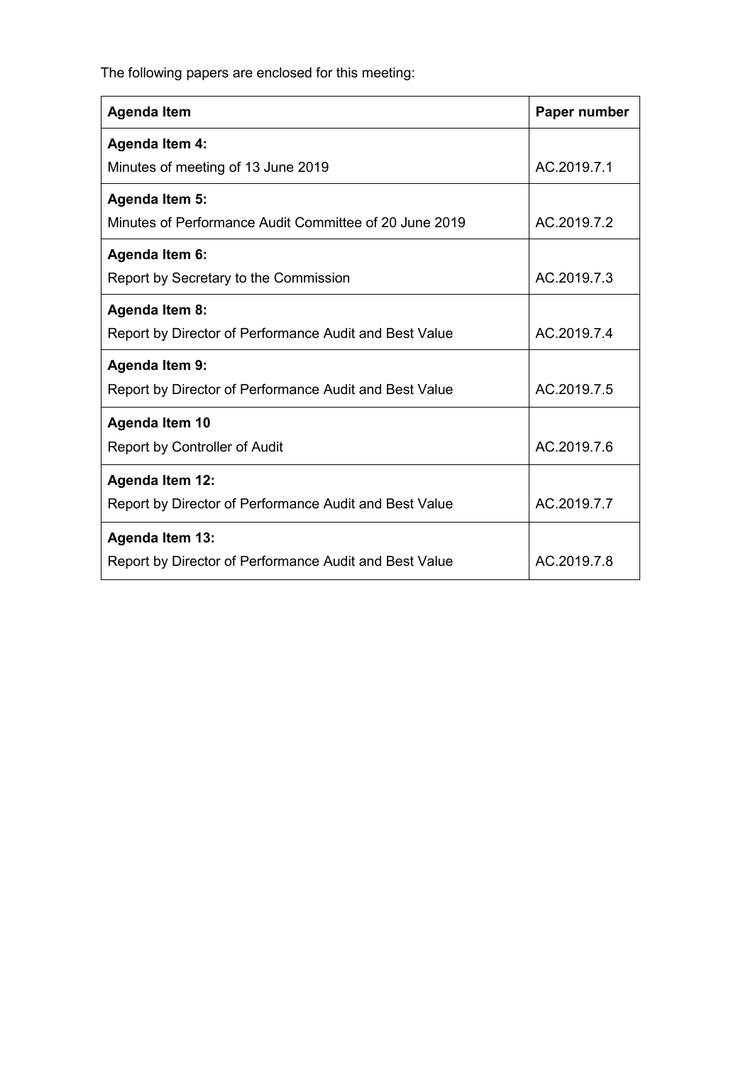The following papers are enclosed for this meeting:

| Agenda Item | Paper number |
| --- | --- |
| **Agenda Item 4:** Minutes of meeting of 13 June 2019 | AC.2019.7.1 |
| **Agenda Item 5:** Minutes of Performance Audit Committee of 20 June 2019 | AC.2019.7.2 |
| **Agenda Item 6:** Report by Secretary to the Commission | AC.2019.7.3 |
| **Agenda Item 8:** Report by Director of Performance Audit and Best Value | AC.2019.7.4 |
| **Agenda Item 9:** Report by Director of Performance Audit and Best Value | AC.2019.7.5 |
| **Agenda Item 10** Report by Controller of Audit | AC.2019.7.6 |
| **Agenda Item 12:** Report by Director of Performance Audit and Best Value | AC.2019.7.7 |
| **Agenda Item 13:** Report by Director of Performance Audit and Best Value | AC.2019.7.8 |